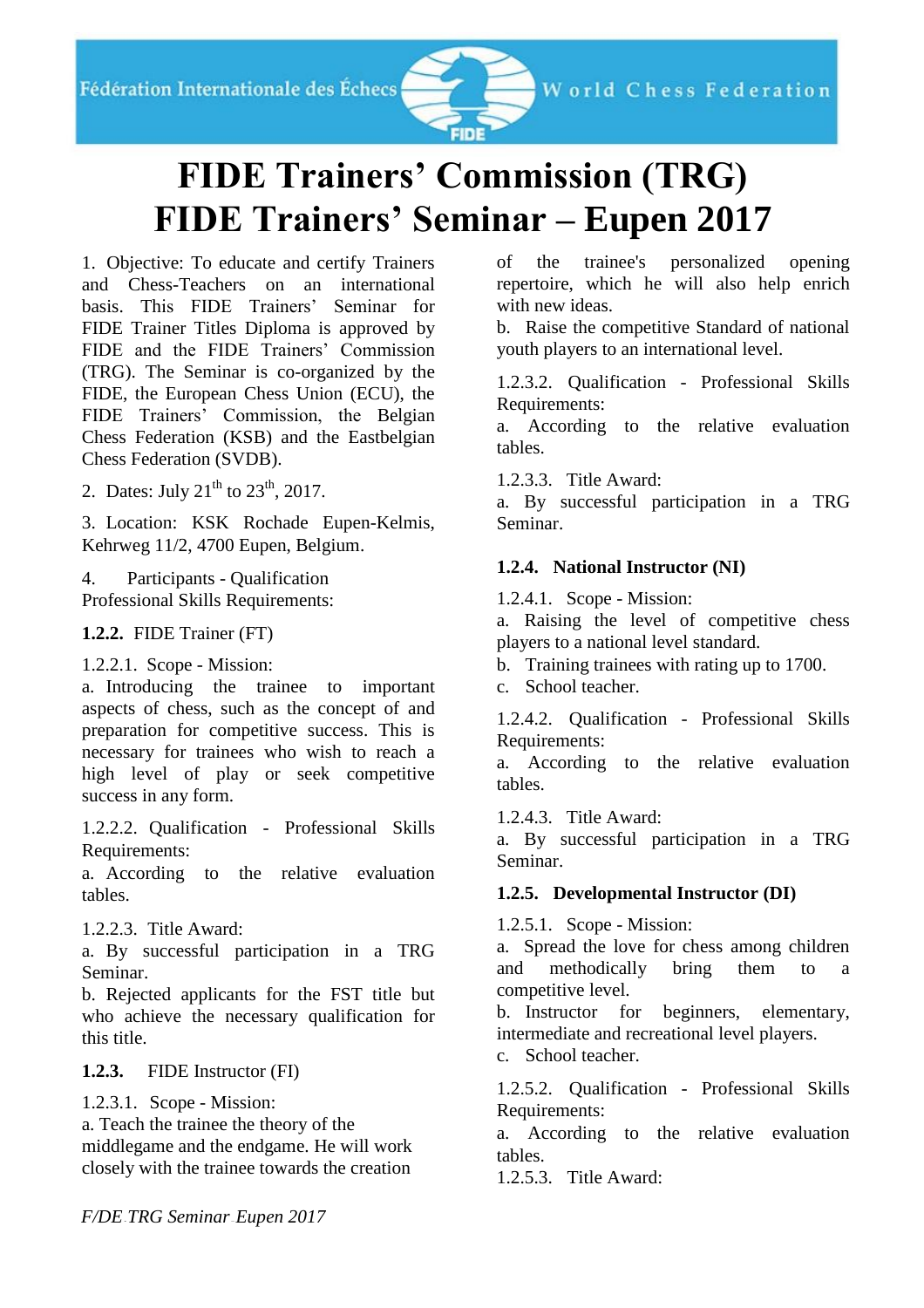# FIDE Trainers' Commission (TRG)
# FIDE Trainers' Seminar – Eupen 2017

1. Objective: To educate and certify Trainers and Chess-Teachers on an international basis. This FIDE Trainers' Seminar for FIDE Trainer Titles Diploma is approved by FIDE and the FIDE Trainers' Commission (TRG). The Seminar is co-organized by the FIDE, the European Chess Union (ECU), the FIDE Trainers' Commission, the Belgian Chess Federation (KSB) and the Eastbelgian Chess Federation (SVDB).

2. Dates: July 21th to 23th, 2017.

3. Location: KSK Rochade Eupen-Kelmis, Kehrweg 11/2, 4700 Eupen, Belgium.

4. Participants - Qualification Professional Skills Requirements:

**1.2.2.** FIDE Trainer (FT)

1.2.2.1. Scope - Mission:
a. Introducing the trainee to important aspects of chess, such as the concept of and preparation for competitive success. This is necessary for trainees who wish to reach a high level of play or seek competitive success in any form.

1.2.2.2. Qualification - Professional Skills Requirements:
a. According to the relative evaluation tables.

1.2.2.3. Title Award:
a. By successful participation in a TRG Seminar.
b. Rejected applicants for the FST title but who achieve the necessary qualification for this title.

**1.2.3.** FIDE Instructor (FI)

1.2.3.1. Scope - Mission:
a. Teach the trainee the theory of the middlegame and the endgame. He will work closely with the trainee towards the creation of the trainee's personalized opening repertoire, which he will also help enrich with new ideas.
b. Raise the competitive Standard of national youth players to an international level.

1.2.3.2. Qualification - Professional Skills Requirements:
a. According to the relative evaluation tables.

1.2.3.3. Title Award:
a. By successful participation in a TRG Seminar.

**1.2.4. National Instructor (NI)**

1.2.4.1. Scope - Mission:
a. Raising the level of competitive chess players to a national level standard.
b. Training trainees with rating up to 1700.
c. School teacher.

1.2.4.2. Qualification - Professional Skills Requirements:
a. According to the relative evaluation tables.

1.2.4.3. Title Award:
a. By successful participation in a TRG Seminar.

**1.2.5. Developmental Instructor (DI)**

1.2.5.1. Scope - Mission:
a. Spread the love for chess among children and methodically bring them to a competitive level.
b. Instructor for beginners, elementary, intermediate and recreational level players.
c. School teacher.

1.2.5.2. Qualification - Professional Skills Requirements:
a. According to the relative evaluation tables.
1.2.5.3. Title Award: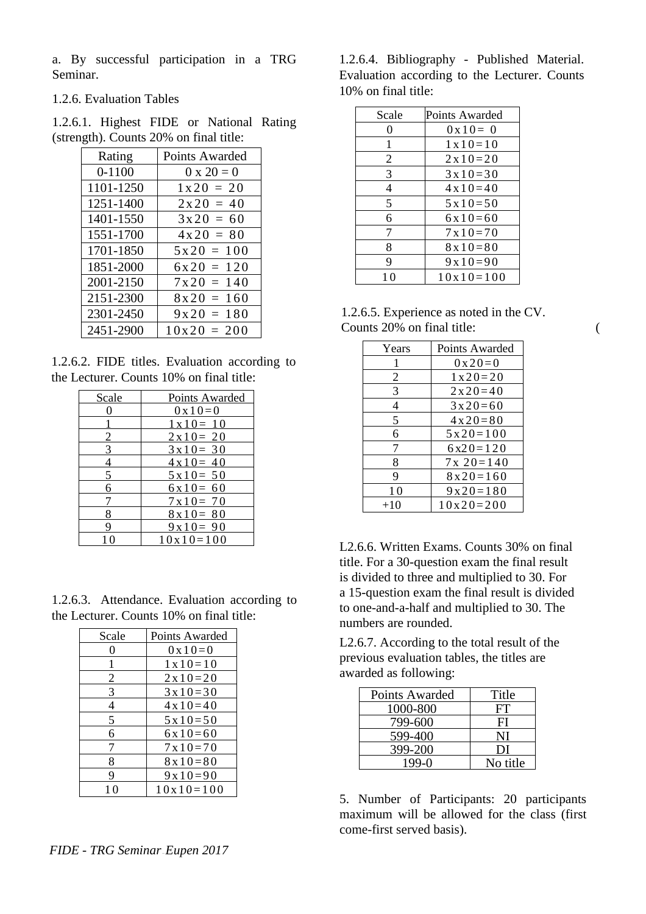a. By successful participation in a TRG Seminar.

1.2.6. Evaluation Tables

1.2.6.1. Highest FIDE or National Rating (strength). Counts 20% on final title:

| Rating | Points Awarded |
|---|---|
| 0-1100 | 0 x 20 = 0 |
| 1101-1250 | 1x20 = 20 |
| 1251-1400 | 2x20 = 40 |
| 1401-1550 | 3x20 = 60 |
| 1551-1700 | 4x20 = 80 |
| 1701-1850 | 5x20 = 100 |
| 1851-2000 | 6x20 = 120 |
| 2001-2150 | 7x20 = 140 |
| 2151-2300 | 8x20 = 160 |
| 2301-2450 | 9x20 = 180 |
| 2451-2900 | 10x20 = 200 |

1.2.6.2. FIDE titles. Evaluation according to the Lecturer. Counts 10% on final title:

| Scale | Points Awarded |
|---|---|
| 0 | 0x10=0 |
| 1 | 1x10= 10 |
| 2 | 2x10= 20 |
| 3 | 3x10= 30 |
| 4 | 4x10= 40 |
| 5 | 5x10= 50 |
| 6 | 6x10= 60 |
| 7 | 7x10= 70 |
| 8 | 8x10= 80 |
| 9 | 9x10= 90 |
| 10 | 10x10=100 |

1.2.6.3. Attendance. Evaluation according to the Lecturer. Counts 10% on final title:

| Scale | Points Awarded |
|---|---|
| 0 | 0x10=0 |
| 1 | 1x10=10 |
| 2 | 2x10=20 |
| 3 | 3x10=30 |
| 4 | 4x10=40 |
| 5 | 5x10=50 |
| 6 | 6x10=60 |
| 7 | 7x10=70 |
| 8 | 8x10=80 |
| 9 | 9x10=90 |
| 10 | 10x10=100 |

1.2.6.4. Bibliography - Published Material. Evaluation according to the Lecturer. Counts 10% on final title:

| Scale | Points Awarded |
|---|---|
| 0 | 0x10= 0 |
| 1 | 1x10=10 |
| 2 | 2x10=20 |
| 3 | 3x10=30 |
| 4 | 4x10=40 |
| 5 | 5x10=50 |
| 6 | 6x10=60 |
| 7 | 7x10=70 |
| 8 | 8x10=80 |
| 9 | 9x10=90 |
| 10 | 10x10=100 |

1.2.6.5. Experience as noted in the CV. Counts 20% on final title: (

| Years | Points Awarded |
|---|---|
| 1 | 0x20=0 |
| 2 | 1x20=20 |
| 3 | 2x20=40 |
| 4 | 3x20=60 |
| 5 | 4x20=80 |
| 6 | 5x20=100 |
| 7 | 6x20=120 |
| 8 | 7x 20=140 |
| 9 | 8x20=160 |
| 10 | 9x20=180 |
| +10 | 10x20=200 |

L2.6.6. Written Exams. Counts 30% on final title. For a 30-question exam the final result is divided to three and multiplied to 30. For a 15-question exam the final result is divided to one-and-a-half and multiplied to 30. The numbers are rounded.

L2.6.7. According to the total result of the previous evaluation tables, the titles are awarded as following:

| Points Awarded | Title |
|---|---|
| 1000-800 | FT |
| 799-600 | FI |
| 599-400 | NI |
| 399-200 | DI |
| 199-0 | No title |

5. Number of Participants: 20 participants maximum will be allowed for the class (first come-first served basis).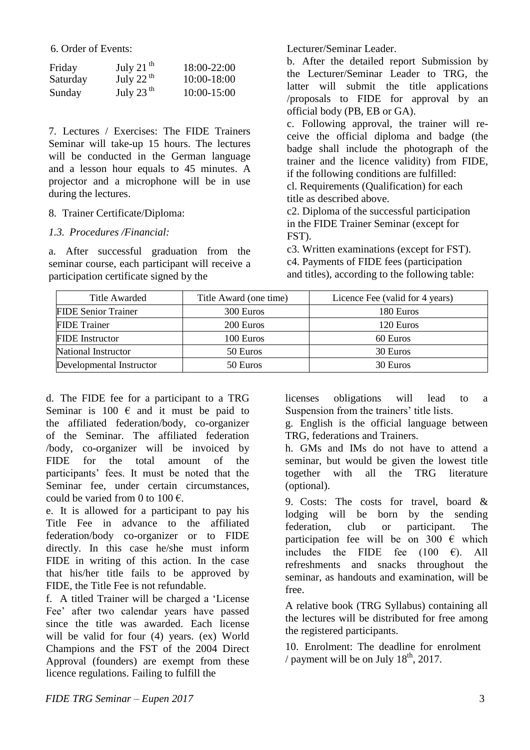6. Order of Events:

| | | |
|---|---|---|
| Friday | July 21th | 18:00-22:00 |
| Saturday | July 22th | 10:00-18:00 |
| Sunday | July 23th | 10:00-15:00 |

7. Lectures / Exercises: The FIDE Trainers Seminar will take-up 15 hours. The lectures will be conducted in the German language and a lesson hour equals to 45 minutes. A projector and a microphone will be in use during the lectures.

8. Trainer Certificate/Diploma:

*1.3. Procedures /Financial:*

a. After successful graduation from the seminar course, each participant will receive a participation certificate signed by the Lecturer/Seminar Leader.

b. After the detailed report Submission by the Lecturer/Seminar Leader to TRG, the latter will submit the title applications /proposals to FIDE for approval by an official body (PB, EB or GA).

c. Following approval, the trainer will receive the official diploma and badge (the badge shall include the photograph of the trainer and the licence validity) from FIDE, if the following conditions are fulfilled:

cl. Requirements (Qualification) for each title as described above.

c2. Diploma of the successful participation in the FIDE Trainer Seminar (except for FST).

c3. Written examinations (except for FST).

c4. Payments of FIDE fees (participation and titles), according to the following table:

| Title Awarded | Title Award (one time) | Licence Fee (valid for 4 years) |
|---|---|---|
| FIDE Senior Trainer | 300 Euros | 180 Euros |
| FIDE Trainer | 200 Euros | 120 Euros |
| FIDE Instructor | 100 Euros | 60 Euros |
| National Instructor | 50 Euros | 30 Euros |
| Developmental Instructor | 50 Euros | 30 Euros |

d. The FIDE fee for a participant to a TRG Seminar is 100 € and it must be paid to the affiliated federation/body, co-organizer of the Seminar. The affiliated federation /body, co-organizer will be invoiced by FIDE for the total amount of the participants' fees. It must be noted that the Seminar fee, under certain circumstances, could be varied from 0 to 100 €.

e. It is allowed for a participant to pay his Title Fee in advance to the affiliated federation/body co-organizer or to FIDE directly. In this case he/she must inform FIDE in writing of this action. In the case that his/her title fails to be approved by FIDE, the Title Fee is not refundable.

f. A titled Trainer will be charged a 'License Fee' after two calendar years have passed since the title was awarded. Each license will be valid for four (4) years. (ex) World Champions and the FST of the 2004 Direct Approval (founders) are exempt from these licence regulations. Failing to fulfill the licenses obligations will lead to a Suspension from the trainers' title lists.

g. English is the official language between TRG, federations and Trainers.

h. GMs and IMs do not have to attend a seminar, but would be given the lowest title together with all the TRG literature (optional).

9. Costs: The costs for travel, board & lodging will be born by the sending federation, club or participant. The participation fee will be on 300 € which includes the FIDE fee (100 €). All refreshments and snacks throughout the seminar, as handouts and examination, will be free.

A relative book (TRG Syllabus) containing all the lectures will be distributed for free among the registered participants.

10. Enrolment: The deadline for enrolment / payment will be on July 18th, 2017.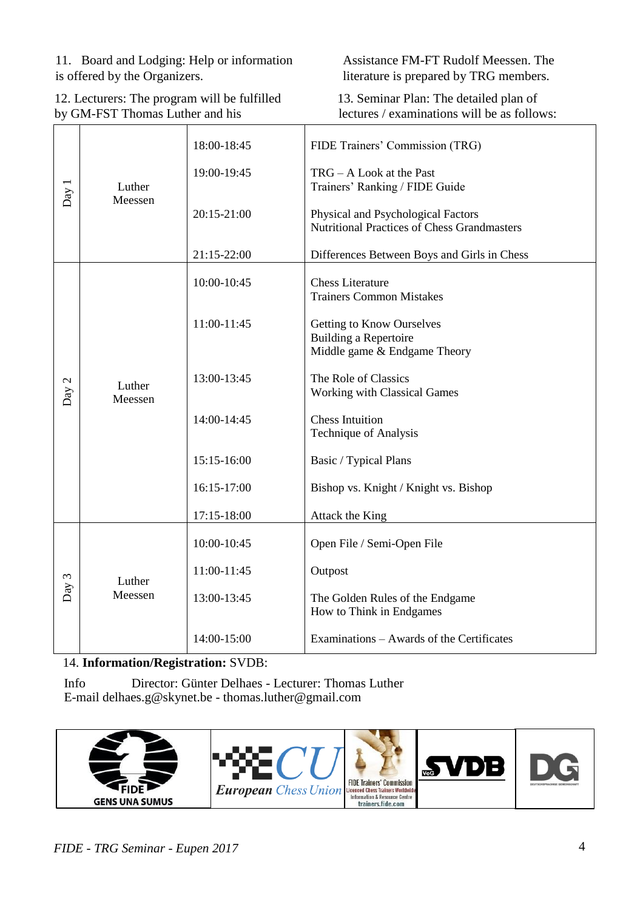11. Board and Lodging: Help or information is offered by the Organizers.

12. Lecturers: The program will be fulfilled by GM-FST Thomas Luther and his Assistance FM-FT Rudolf Meessen. The literature is prepared by TRG members.

13. Seminar Plan: The detailed plan of lectures / examinations will be as follows:

| | | | |
|---|---|---|---|
| Day 1 | Luther Meessen | 18:00-18:45 | FIDE Trainers' Commission (TRG) |
| | | 19:00-19:45 | TRG – A Look at the Past<br>Trainers' Ranking / FIDE Guide |
| | | 20:15-21:00 | Physical and Psychological Factors<br>Nutritional Practices of Chess Grandmasters |
| | | 21:15-22:00 | Differences Between Boys and Girls in Chess |
| Day 2 | Luther Meessen | 10:00-10:45 | Chess Literature<br>Trainers Common Mistakes |
| | | 11:00-11:45 | Getting to Know Ourselves<br>Building a Repertoire<br>Middle game & Endgame Theory |
| | | 13:00-13:45 | The Role of Classics<br>Working with Classical Games |
| | | 14:00-14:45 | Chess Intuition<br>Technique of Analysis |
| | | 15:15-16:00 | Basic / Typical Plans |
| | | 16:15-17:00 | Bishop vs. Knight / Knight vs. Bishop |
| | | 17:15-18:00 | Attack the King |
| Day 3 | Luther Meessen | 10:00-10:45 | Open File / Semi-Open File |
| | | 11:00-11:45 | Outpost |
| | | 13:00-13:45 | The Golden Rules of the Endgame<br>How to Think in Endgames |
| | | 14:00-15:00 | Examinations – Awards of the Certificates |

14. **Information/Registration:** SVDB:

Info Director: Günter Delhaes - Lecturer: Thomas Luther
E-mail delhaes.g@skynet.be - thomas.luther@gmail.com

FIDE GENS UNA SUMUS | European Chess Union | FIDE Trainers' Commission Licensed Chess Trainers Worldwide Information & Resource Centre trainers.fide.com | SVDB | DG